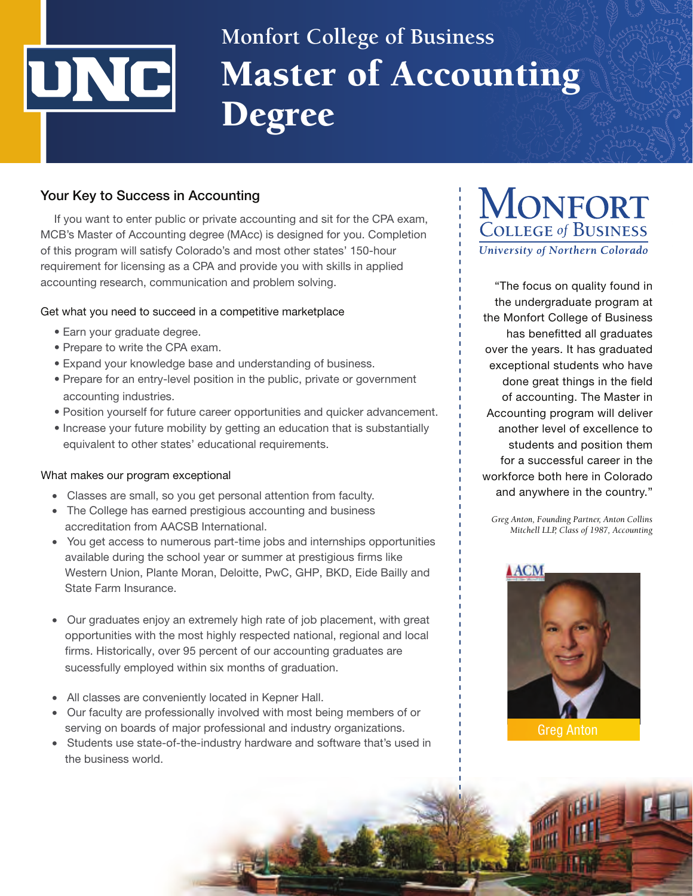# Monfort College of Business
# Master of Accounting Degree

## Your Key to Success in Accounting

If you want to enter public or private accounting and sit for the CPA exam, MCB's Master of Accounting degree (MAcc) is designed for you. Completion of this program will satisfy Colorado's and most other states' 150-hour requirement for licensing as a CPA and provide you with skills in applied accounting research, communication and problem solving.

### Get what you need to succeed in a competitive marketplace

- Earn your graduate degree.
- Prepare to write the CPA exam.
- Expand your knowledge base and understanding of business.
- Prepare for an entry-level position in the public, private or government accounting industries.
- Position yourself for future career opportunities and quicker advancement.
- Increase your future mobility by getting an education that is substantially equivalent to other states' educational requirements.

### What makes our program exceptional

- Classes are small, so you get personal attention from faculty.
- The College has earned prestigious accounting and business accreditation from AACSB International.
- You get access to numerous part-time jobs and internships opportunities available during the school year or summer at prestigious firms like Western Union, Plante Moran, Deloitte, PwC, GHP, BKD, Eide Bailly and State Farm Insurance.
- Our graduates enjoy an extremely high rate of job placement, with great opportunities with the most highly respected national, regional and local firms. Historically, over 95 percent of our accounting graduates are sucessfully employed within six months of graduation.
- All classes are conveniently located in Kepner Hall.
- Our faculty are professionally involved with most being members of or serving on boards of major professional and industry organizations.
- Students use state-of-the-industry hardware and software that's used in the business world.

**Monfort College of Business**
*University of Northern Colorado*

"The focus on quality found in the undergraduate program at the Monfort College of Business has benefitted all graduates over the years. It has graduated exceptional students who have done great things in the field of accounting. The Master in Accounting program will deliver another level of excellence to students and position them for a successful career in the workforce both here in Colorado and anywhere in the country."

*Greg Anton, Founding Partner, Anton Collins Mitchell LLP, Class of 1987, Accounting*

Greg Anton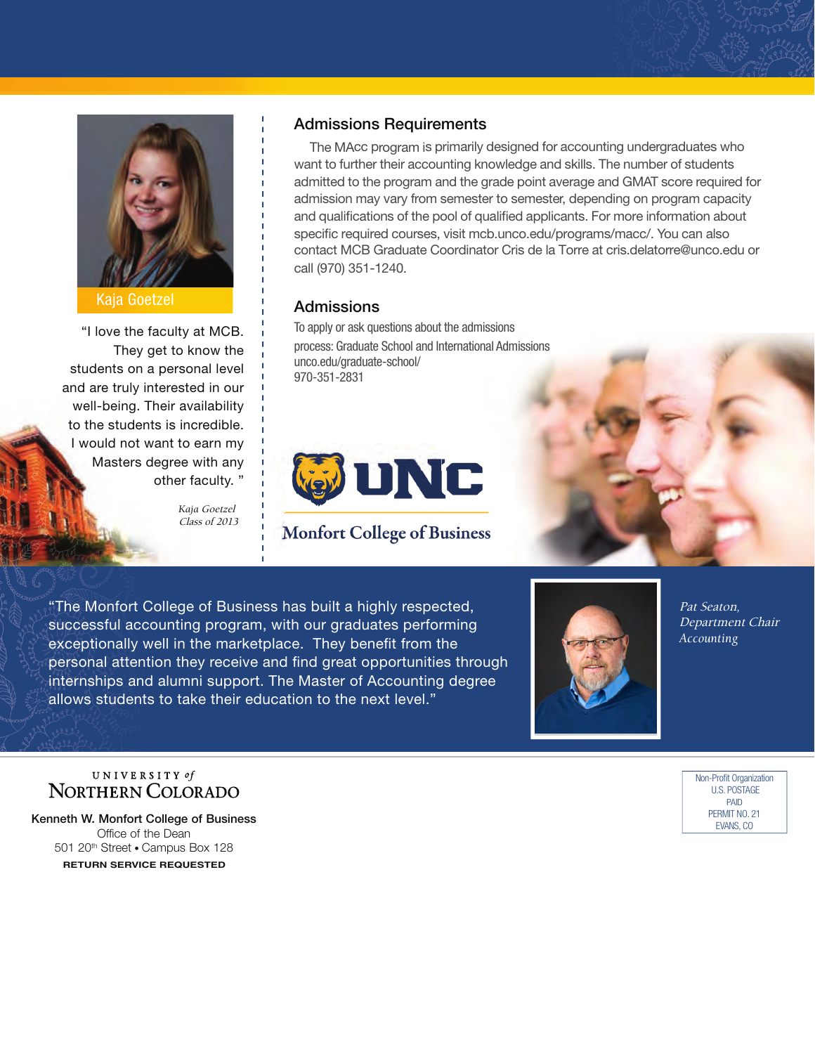Kaja Goetzel

"I love the faculty at MCB. They get to know the students on a personal level and are truly interested in our well-being. Their availability to the students is incredible. I would not want to earn my Masters degree with any other faculty."

*Kaja Goetzel*
*Class of 2013*

## Admissions Requirements

The MAcc program is primarily designed for accounting undergraduates who want to further their accounting knowledge and skills. The number of students admitted to the program and the grade point average and GMAT score required for admission may vary from semester to semester, depending on program capacity and qualifications of the pool of qualified applicants. For more information about specific required courses, visit mcb.unco.edu/programs/macc/. You can also contact MCB Graduate Coordinator Cris de la Torre at cris.delatorre@unco.edu or call (970) 351-1240.

## Admissions

To apply or ask questions about the admissions process: Graduate School and International Admissions
unco.edu/graduate-school/
970-351-2831

UNC
Monfort College of Business

"The Monfort College of Business has built a highly respected, successful accounting program, with our graduates performing exceptionally well in the marketplace. They benefit from the personal attention they receive and find great opportunities through internships and alumni support. The Master of Accounting degree allows students to take their education to the next level."

*Pat Seaton,*
*Department Chair*
*Accounting*

UNIVERSITY *of* NORTHERN COLORADO

**Kenneth W. Monfort College of Business**
Office of the Dean
501 20th Street • Campus Box 128
**RETURN SERVICE REQUESTED**

Non-Profit Organization
U.S. POSTAGE
PAID
PERMIT NO. 21
EVANS, CO